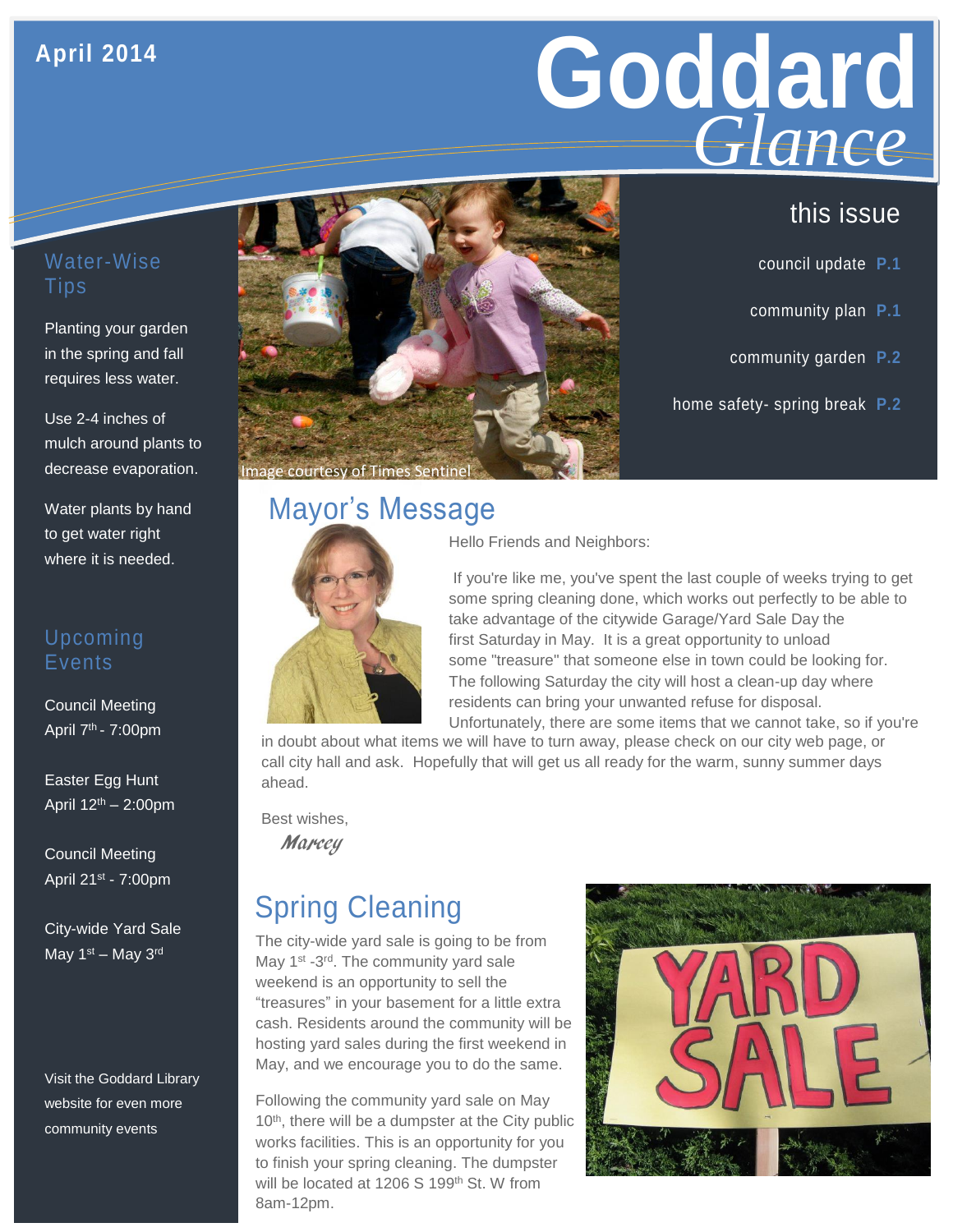April 2014

# Goddard *Glance*

## this issue

council update **P.1**

community plan **P.1**

community garden **P.2**

home safety- spring break **P.2**

## Water-Wise Tips

Planting your garden in the spring and fall requires less water.

Use 2-4 inches of mulch around plants to decrease evaporation.

Water plants by hand to get water right where it is needed.

## Upcoming Events

Council Meeting
April 7th - 7:00pm

Easter Egg Hunt
April 12th – 2:00pm

Council Meeting
April 21st - 7:00pm

City-wide Yard Sale
May 1st – May 3rd

Visit the Goddard Library website for even more community events

Image courtesy of Times Sentinel

## Mayor's Message

Hello Friends and Neighbors:

If you're like me, you've spent the last couple of weeks trying to get some spring cleaning done, which works out perfectly to be able to take advantage of the citywide Garage/Yard Sale Day the first Saturday in May. It is a great opportunity to unload some "treasure" that someone else in town could be looking for. The following Saturday the city will host a clean-up day where residents can bring your unwanted refuse for disposal. Unfortunately, there are some items that we cannot take, so if you're in doubt about what items we will have to turn away, please check on our city web page, or call city hall and ask. Hopefully that will get us all ready for the warm, sunny summer days ahead.

Best wishes,

*Marcey*

## Spring Cleaning

The city-wide yard sale is going to be from May 1st -3rd. The community yard sale weekend is an opportunity to sell the "treasures" in your basement for a little extra cash. Residents around the community will be hosting yard sales during the first weekend in May, and we encourage you to do the same.

Following the community yard sale on May 10th, there will be a dumpster at the City public works facilities. This is an opportunity for you to finish your spring cleaning. The dumpster will be located at 1206 S 199th St. W from 8am-12pm.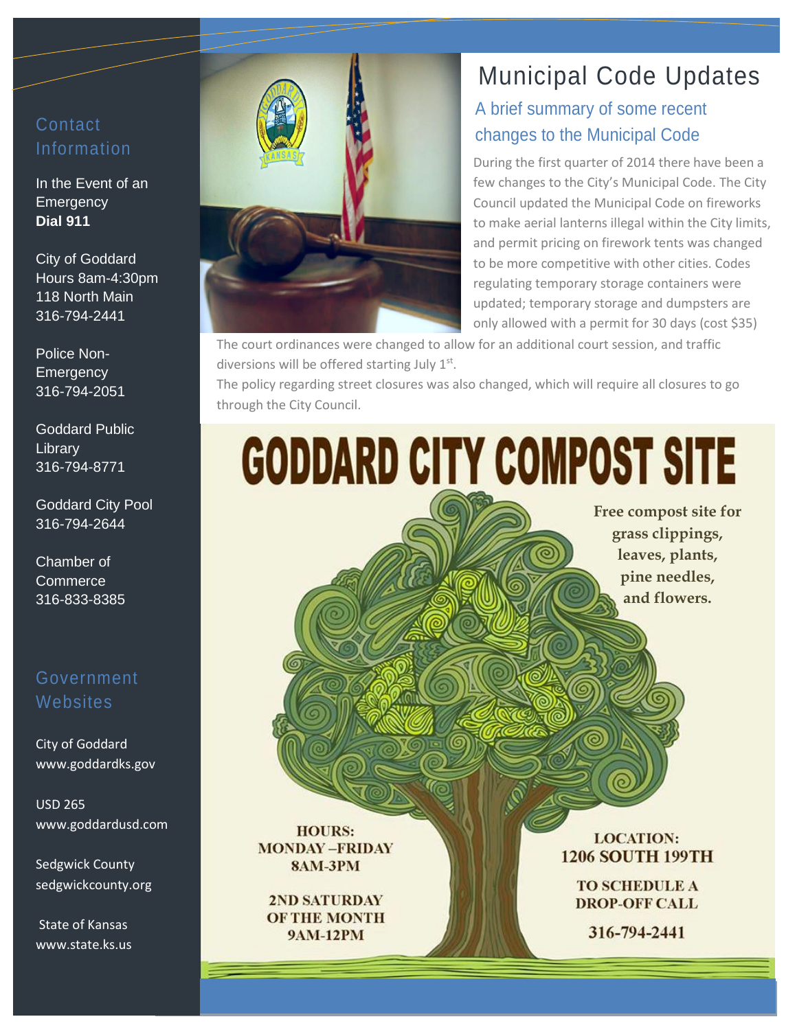## Contact Information

In the Event of an Emergency
**Dial 911**

City of Goddard
Hours 8am-4:30pm
118 North Main
316-794-2441

Police Non-Emergency
316-794-2051

Goddard Public Library
316-794-8771

Goddard City Pool
316-794-2644

Chamber of Commerce
316-833-8385

## Government Websites

City of Goddard
www.goddardks.gov

USD 265
www.goddardusd.com

Sedgwick County
sedgwickcounty.org

State of Kansas
www.state.ks.us

# Municipal Code Updates

### A brief summary of some recent changes to the Municipal Code

During the first quarter of 2014 there have been a few changes to the City's Municipal Code. The City Council updated the Municipal Code on fireworks to make aerial lanterns illegal within the City limits, and permit pricing on firework tents was changed to be more competitive with other cities. Codes regulating temporary storage containers were updated; temporary storage and dumpsters are only allowed with a permit for 30 days (cost $35) The court ordinances were changed to allow for an additional court session, and traffic diversions will be offered starting July 1st.

The policy regarding street closures was also changed, which will require all closures to go through the City Council.

# GODDARD CITY COMPOST SITE

**Free compost site for grass clippings, leaves, plants, pine needles, and flowers.**

**HOURS:**
**MONDAY –FRIDAY**
**8AM-3PM**

**2ND SATURDAY OF THE MONTH**
**9AM-12PM**

**LOCATION:**
**1206 SOUTH 199TH**

**TO SCHEDULE A DROP-OFF CALL**

**316-794-2441**